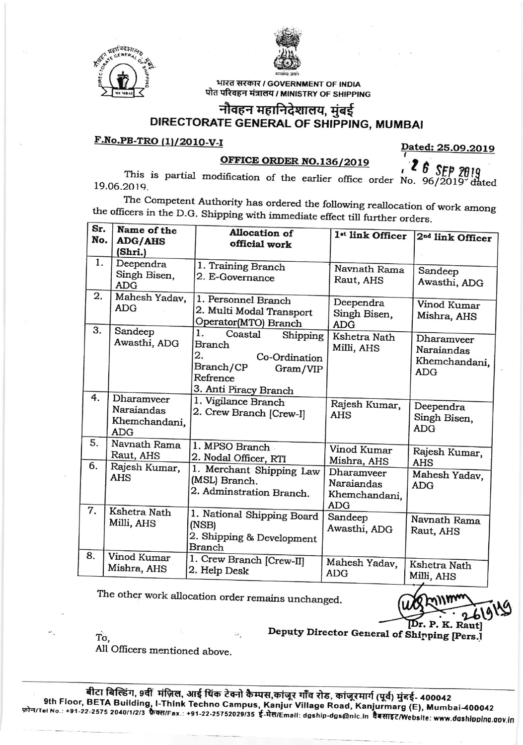भारत सरकार / GOVERNMENT OF INDIA
पोत परिवहन मंत्रालय / MINISTRY OF SHIPPING

# नौवहन महानिदेशालय, मुंबई
# DIRECTORATE GENERAL OF SHIPPING, MUMBAI

**F.No.PB-TRO (1)/2010-V-I** **Dated: 25.09.2019**

**OFFICE ORDER NO.136/2019**

26 SEP 2019

This is partial modification of the earlier office order No. 96/2019 dated 19.06.2019.

The Competent Authority has ordered the following reallocation of work among the officers in the D.G. Shipping with immediate effect till further orders.

| Sr. No. | Name of the ADG/AHS (Shri.) | Allocation of official work | 1st link Officer | 2nd link Officer |
|---|---|---|---|---|
| 1. | Deependra Singh Bisen, ADG | 1. Training Branch<br>2. E-Governance | Navnath Rama Raut, AHS | Sandeep Awasthi, ADG |
| 2. | Mahesh Yadav, ADG | 1. Personnel Branch<br>2. Multi Modal Transport Operator(MTO) Branch | Deependra Singh Bisen, ADG | Vinod Kumar Mishra, AHS |
| 3. | Sandeep Awasthi, ADG | 1. Coastal Shipping Branch<br>2. Co-Ordination Branch/CP Gram/VIP Refrence<br>3. Anti Piracy Branch | Kshetra Nath Milli, AHS | Dharamveer Naraiandas Khemchandani, ADG |
| 4. | Dharamveer Naraiandas Khemchandani, ADG | 1. Vigilance Branch<br>2. Crew Branch [Crew-I] | Rajesh Kumar, AHS | Deependra Singh Bisen, ADG |
| 5. | Navnath Rama Raut, AHS | 1. MPSO Branch<br>2. Nodal Officer, RTI | Vinod Kumar Mishra, AHS | Rajesh Kumar, AHS |
| 6. | Rajesh Kumar, AHS | 1. Merchant Shipping Law (MSL) Branch.<br>2. Adminstration Branch. | Dharamveer Naraiandas Khemchandani, ADG | Mahesh Yadav, ADG |
| 7. | Kshetra Nath Milli, AHS | 1. National Shipping Board (NSB)<br>2. Shipping & Development Branch | Sandeep Awasthi, ADG | Navnath Rama Raut, AHS |
| 8. | Vinod Kumar Mishra, AHS | 1. Crew Branch [Crew-II]<br>2. Help Desk | Mahesh Yadav, ADG | Kshetra Nath Milli, AHS |

The other work allocation order remains unchanged.

26/9/19

[Dr. P. K. Raut]
Deputy Director General of Shipping [Pers.]

To,
All Officers mentioned above.

बीटा बिल्डिंग, 9वीं मंज़िल, आई थिंक टेक्नो कैम्पस,कांजूर गाँव रोड, कांजूरमार्ग (पूर्व) मुंबई- 400042
9th Floor, BETA Building, I-Think Techno Campus, Kanjur Village Road, Kanjurmarg (E), Mumbai-400042
फ़ोन/Tel No.: +91-22-2575 2040/1/2/3 फैक्स/Fax.: +91-22-25752029/35 ई-मेल/Email: dgship-dgs@nic.in वैबसाइट/Website: www.dgshipping.gov.in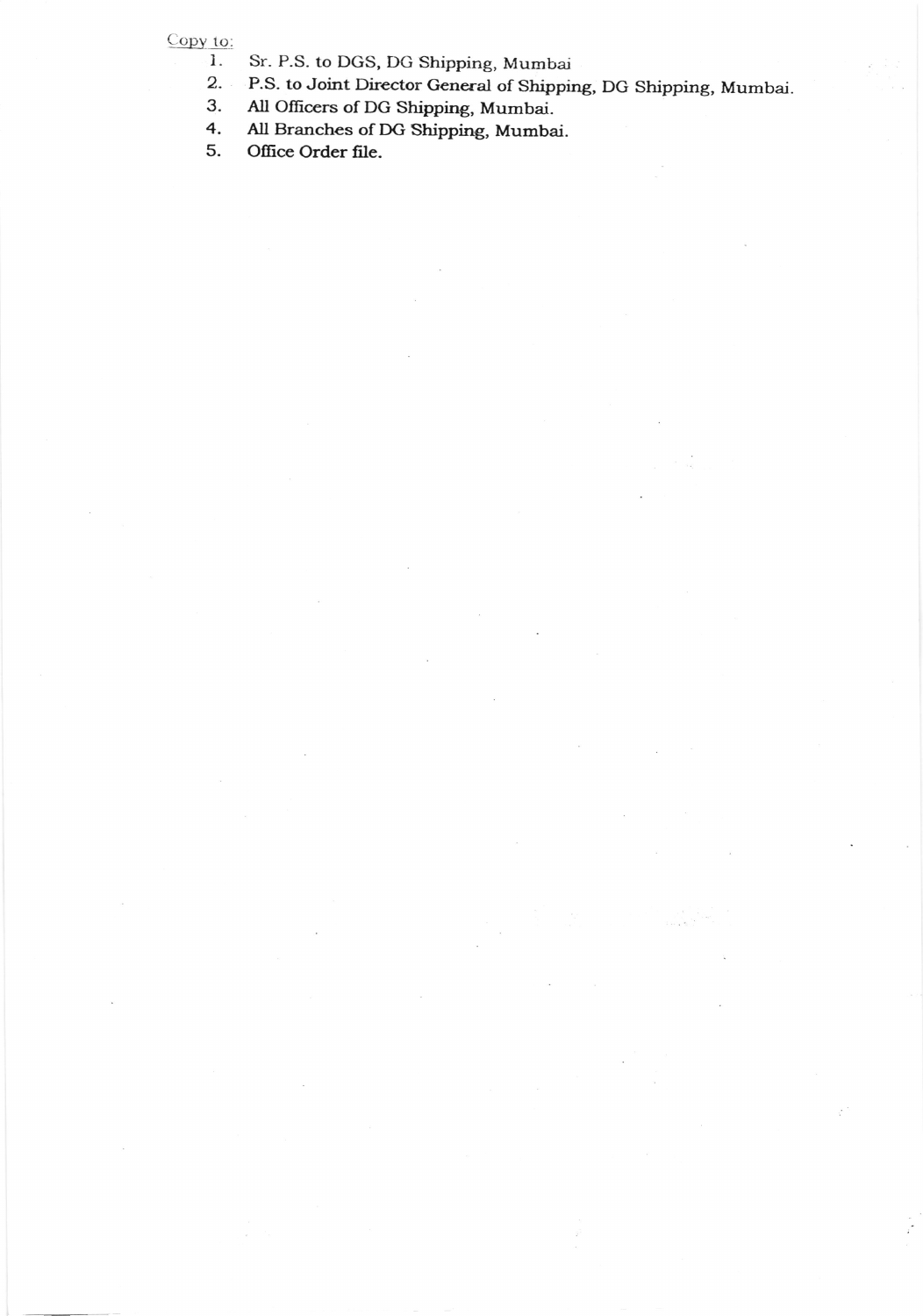Copy to:

1. Sr. P.S. to DGS, DG Shipping, Mumbai
2. P.S. to Joint Director General of Shipping, DG Shipping, Mumbai.
3. All Officers of DG Shipping, Mumbai.
4. All Branches of DG Shipping, Mumbai.
5. Office Order file.